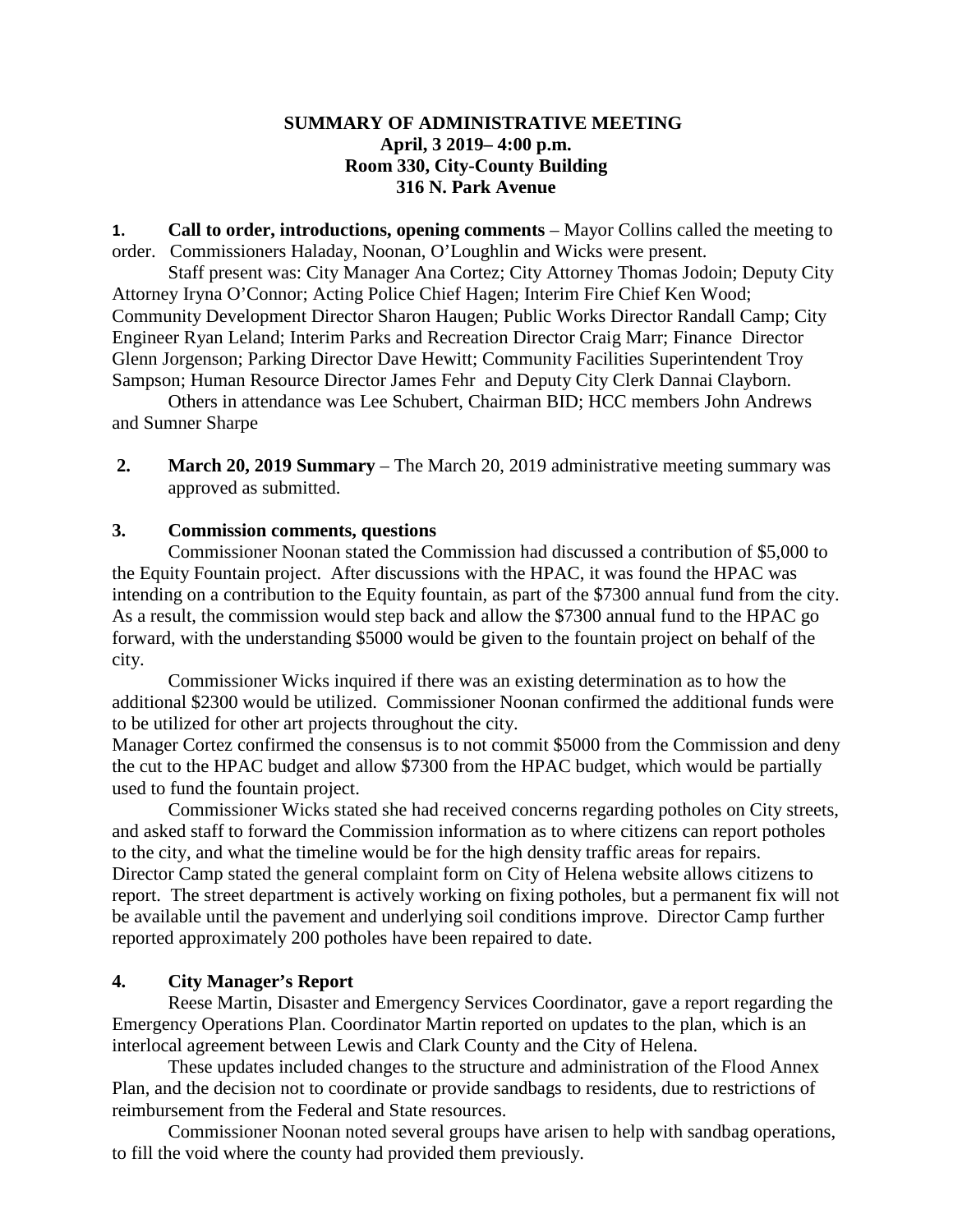**SUMMARY OF ADMINISTRATIVE MEETING**
**April, 3 2019– 4:00 p.m.**
**Room 330, City-County Building**
**316 N. Park Avenue**

**1. Call to order, introductions, opening comments** – Mayor Collins called the meeting to order. Commissioners Haladay, Noonan, O'Loughlin and Wicks were present.

Staff present was: City Manager Ana Cortez; City Attorney Thomas Jodoin; Deputy City Attorney Iryna O'Connor; Acting Police Chief Hagen; Interim Fire Chief Ken Wood; Community Development Director Sharon Haugen; Public Works Director Randall Camp; City Engineer Ryan Leland; Interim Parks and Recreation Director Craig Marr; Finance Director Glenn Jorgenson; Parking Director Dave Hewitt; Community Facilities Superintendent Troy Sampson; Human Resource Director James Fehr and Deputy City Clerk Dannai Clayborn.

Others in attendance was Lee Schubert, Chairman BID; HCC members John Andrews and Sumner Sharpe

**2. March 20, 2019 Summary** – The March 20, 2019 administrative meeting summary was approved as submitted.

**3. Commission comments, questions**

Commissioner Noonan stated the Commission had discussed a contribution of $5,000 to the Equity Fountain project. After discussions with the HPAC, it was found the HPAC was intending on a contribution to the Equity fountain, as part of the $7300 annual fund from the city. As a result, the commission would step back and allow the $7300 annual fund to the HPAC go forward, with the understanding $5000 would be given to the fountain project on behalf of the city.

Commissioner Wicks inquired if there was an existing determination as to how the additional $2300 would be utilized. Commissioner Noonan confirmed the additional funds were to be utilized for other art projects throughout the city.

Manager Cortez confirmed the consensus is to not commit $5000 from the Commission and deny the cut to the HPAC budget and allow $7300 from the HPAC budget, which would be partially used to fund the fountain project.

Commissioner Wicks stated she had received concerns regarding potholes on City streets, and asked staff to forward the Commission information as to where citizens can report potholes to the city, and what the timeline would be for the high density traffic areas for repairs. Director Camp stated the general complaint form on City of Helena website allows citizens to report. The street department is actively working on fixing potholes, but a permanent fix will not be available until the pavement and underlying soil conditions improve. Director Camp further reported approximately 200 potholes have been repaired to date.

**4. City Manager's Report**

Reese Martin, Disaster and Emergency Services Coordinator, gave a report regarding the Emergency Operations Plan. Coordinator Martin reported on updates to the plan, which is an interlocal agreement between Lewis and Clark County and the City of Helena.

These updates included changes to the structure and administration of the Flood Annex Plan, and the decision not to coordinate or provide sandbags to residents, due to restrictions of reimbursement from the Federal and State resources.

Commissioner Noonan noted several groups have arisen to help with sandbag operations, to fill the void where the county had provided them previously.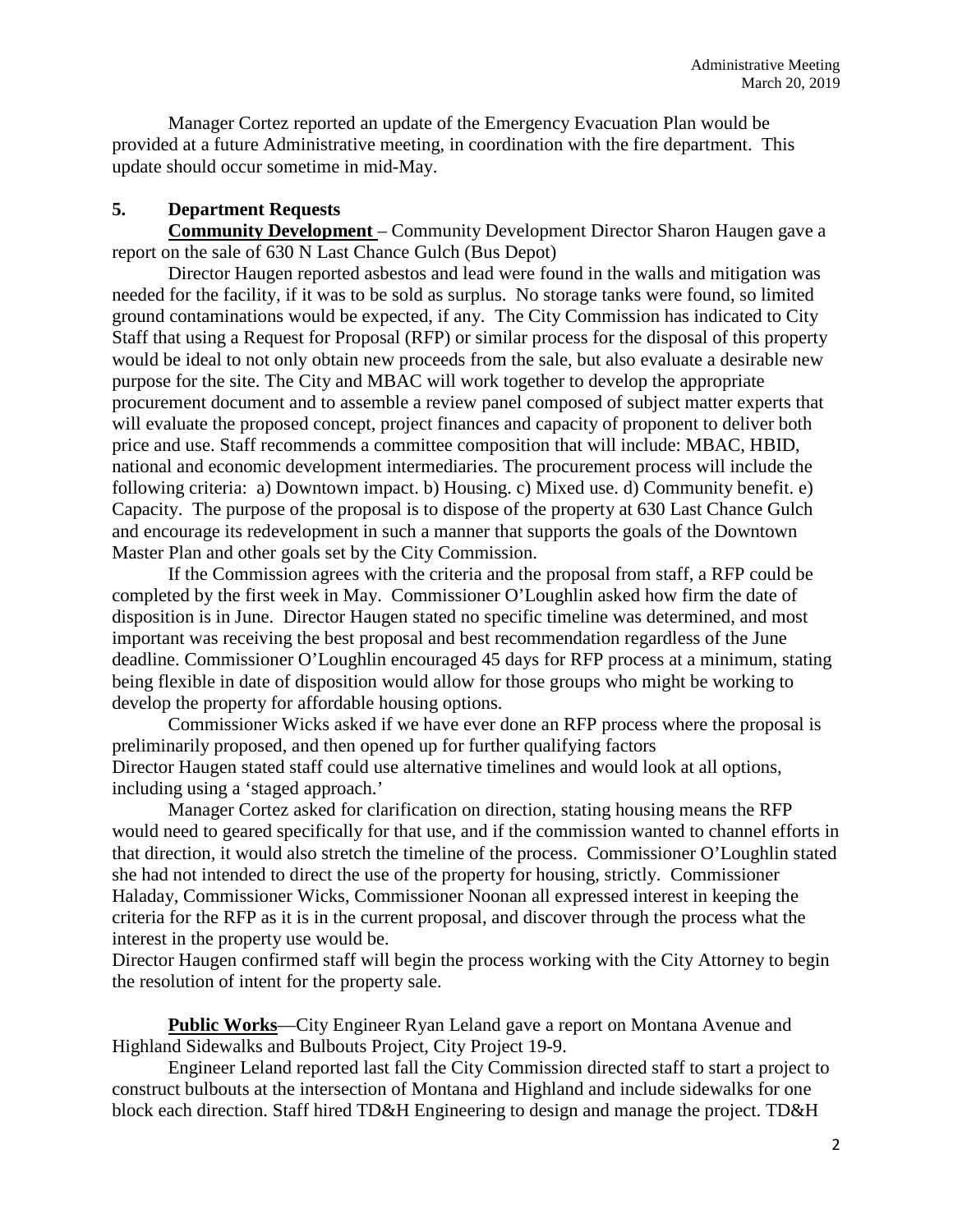Manager Cortez reported an update of the Emergency Evacuation Plan would be provided at a future Administrative meeting, in coordination with the fire department. This update should occur sometime in mid-May.

## 5. Department Requests

**Community Development** – Community Development Director Sharon Haugen gave a report on the sale of 630 N Last Chance Gulch (Bus Depot)

Director Haugen reported asbestos and lead were found in the walls and mitigation was needed for the facility, if it was to be sold as surplus. No storage tanks were found, so limited ground contaminations would be expected, if any. The City Commission has indicated to City Staff that using a Request for Proposal (RFP) or similar process for the disposal of this property would be ideal to not only obtain new proceeds from the sale, but also evaluate a desirable new purpose for the site. The City and MBAC will work together to develop the appropriate procurement document and to assemble a review panel composed of subject matter experts that will evaluate the proposed concept, project finances and capacity of proponent to deliver both price and use. Staff recommends a committee composition that will include: MBAC, HBID, national and economic development intermediaries. The procurement process will include the following criteria: a) Downtown impact. b) Housing. c) Mixed use. d) Community benefit. e) Capacity. The purpose of the proposal is to dispose of the property at 630 Last Chance Gulch and encourage its redevelopment in such a manner that supports the goals of the Downtown Master Plan and other goals set by the City Commission.

If the Commission agrees with the criteria and the proposal from staff, a RFP could be completed by the first week in May. Commissioner O'Loughlin asked how firm the date of disposition is in June. Director Haugen stated no specific timeline was determined, and most important was receiving the best proposal and best recommendation regardless of the June deadline. Commissioner O'Loughlin encouraged 45 days for RFP process at a minimum, stating being flexible in date of disposition would allow for those groups who might be working to develop the property for affordable housing options.

Commissioner Wicks asked if we have ever done an RFP process where the proposal is preliminarily proposed, and then opened up for further qualifying factors
Director Haugen stated staff could use alternative timelines and would look at all options, including using a 'staged approach.'

Manager Cortez asked for clarification on direction, stating housing means the RFP would need to geared specifically for that use, and if the commission wanted to channel efforts in that direction, it would also stretch the timeline of the process. Commissioner O'Loughlin stated she had not intended to direct the use of the property for housing, strictly. Commissioner Haladay, Commissioner Wicks, Commissioner Noonan all expressed interest in keeping the criteria for the RFP as it is in the current proposal, and discover through the process what the interest in the property use would be.
Director Haugen confirmed staff will begin the process working with the City Attorney to begin the resolution of intent for the property sale.

**Public Works**—City Engineer Ryan Leland gave a report on Montana Avenue and Highland Sidewalks and Bulbouts Project, City Project 19-9.

Engineer Leland reported last fall the City Commission directed staff to start a project to construct bulbouts at the intersection of Montana and Highland and include sidewalks for one block each direction. Staff hired TD&H Engineering to design and manage the project. TD&H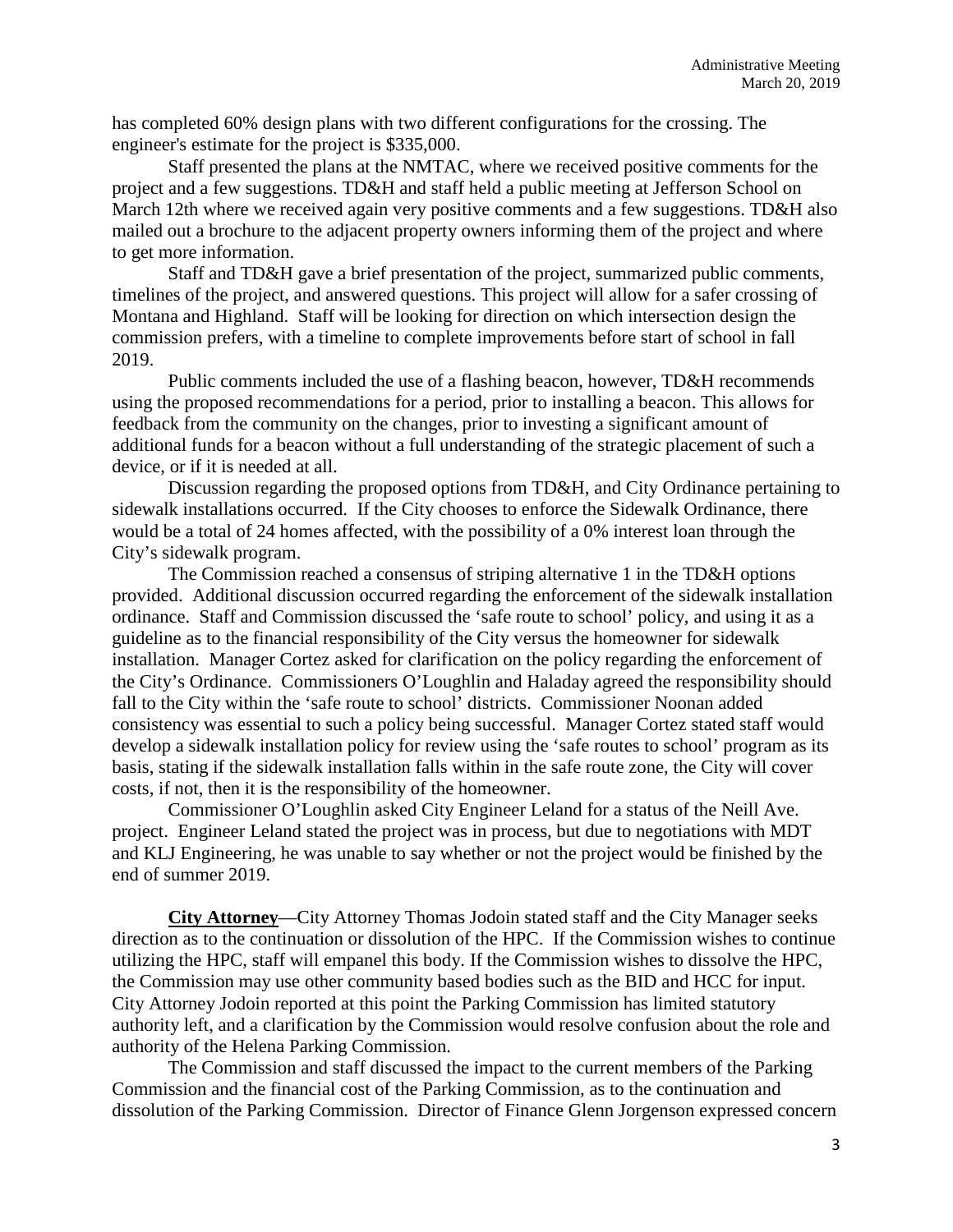has completed 60% design plans with two different configurations for the crossing. The engineer's estimate for the project is $335,000.

Staff presented the plans at the NMTAC, where we received positive comments for the project and a few suggestions. TD&H and staff held a public meeting at Jefferson School on March 12th where we received again very positive comments and a few suggestions. TD&H also mailed out a brochure to the adjacent property owners informing them of the project and where to get more information.

Staff and TD&H gave a brief presentation of the project, summarized public comments, timelines of the project, and answered questions. This project will allow for a safer crossing of Montana and Highland. Staff will be looking for direction on which intersection design the commission prefers, with a timeline to complete improvements before start of school in fall 2019.

Public comments included the use of a flashing beacon, however, TD&H recommends using the proposed recommendations for a period, prior to installing a beacon. This allows for feedback from the community on the changes, prior to investing a significant amount of additional funds for a beacon without a full understanding of the strategic placement of such a device, or if it is needed at all.

Discussion regarding the proposed options from TD&H, and City Ordinance pertaining to sidewalk installations occurred. If the City chooses to enforce the Sidewalk Ordinance, there would be a total of 24 homes affected, with the possibility of a 0% interest loan through the City's sidewalk program.

The Commission reached a consensus of striping alternative 1 in the TD&H options provided. Additional discussion occurred regarding the enforcement of the sidewalk installation ordinance. Staff and Commission discussed the 'safe route to school' policy, and using it as a guideline as to the financial responsibility of the City versus the homeowner for sidewalk installation. Manager Cortez asked for clarification on the policy regarding the enforcement of the City's Ordinance. Commissioners O'Loughlin and Haladay agreed the responsibility should fall to the City within the 'safe route to school' districts. Commissioner Noonan added consistency was essential to such a policy being successful. Manager Cortez stated staff would develop a sidewalk installation policy for review using the 'safe routes to school' program as its basis, stating if the sidewalk installation falls within in the safe route zone, the City will cover costs, if not, then it is the responsibility of the homeowner.

Commissioner O'Loughlin asked City Engineer Leland for a status of the Neill Ave. project. Engineer Leland stated the project was in process, but due to negotiations with MDT and KLJ Engineering, he was unable to say whether or not the project would be finished by the end of summer 2019.

**City Attorney**—City Attorney Thomas Jodoin stated staff and the City Manager seeks direction as to the continuation or dissolution of the HPC. If the Commission wishes to continue utilizing the HPC, staff will empanel this body. If the Commission wishes to dissolve the HPC, the Commission may use other community based bodies such as the BID and HCC for input. City Attorney Jodoin reported at this point the Parking Commission has limited statutory authority left, and a clarification by the Commission would resolve confusion about the role and authority of the Helena Parking Commission.

The Commission and staff discussed the impact to the current members of the Parking Commission and the financial cost of the Parking Commission, as to the continuation and dissolution of the Parking Commission. Director of Finance Glenn Jorgenson expressed concern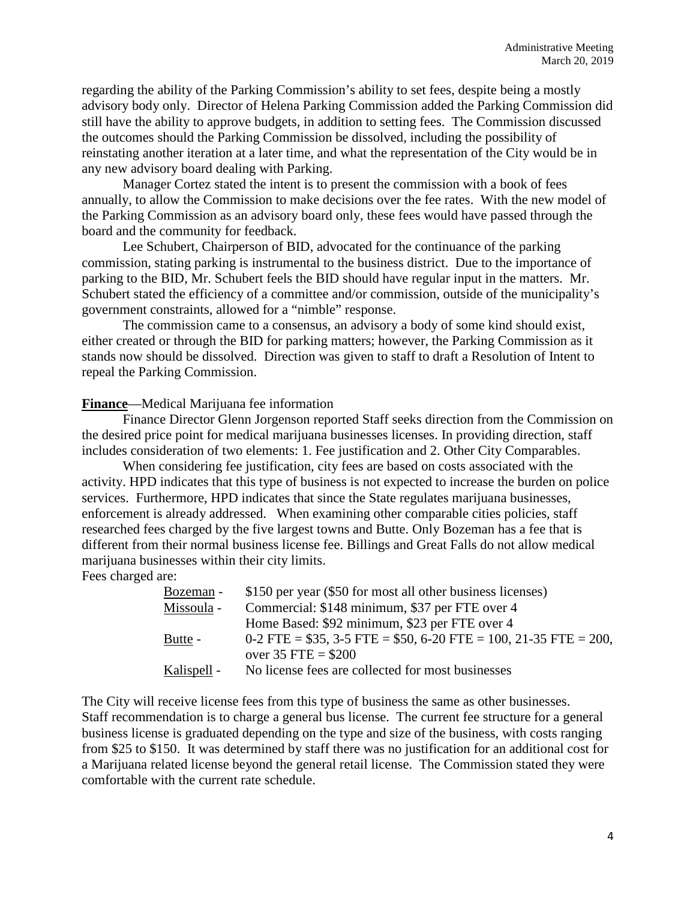regarding the ability of the Parking Commission's ability to set fees, despite being a mostly advisory body only. Director of Helena Parking Commission added the Parking Commission did still have the ability to approve budgets, in addition to setting fees. The Commission discussed the outcomes should the Parking Commission be dissolved, including the possibility of reinstating another iteration at a later time, and what the representation of the City would be in any new advisory board dealing with Parking.

Manager Cortez stated the intent is to present the commission with a book of fees annually, to allow the Commission to make decisions over the fee rates. With the new model of the Parking Commission as an advisory board only, these fees would have passed through the board and the community for feedback.

Lee Schubert, Chairperson of BID, advocated for the continuance of the parking commission, stating parking is instrumental to the business district. Due to the importance of parking to the BID, Mr. Schubert feels the BID should have regular input in the matters. Mr. Schubert stated the efficiency of a committee and/or commission, outside of the municipality's government constraints, allowed for a "nimble" response.

The commission came to a consensus, an advisory a body of some kind should exist, either created or through the BID for parking matters; however, the Parking Commission as it stands now should be dissolved. Direction was given to staff to draft a Resolution of Intent to repeal the Parking Commission.

**Finance**—Medical Marijuana fee information

Finance Director Glenn Jorgenson reported Staff seeks direction from the Commission on the desired price point for medical marijuana businesses licenses. In providing direction, staff includes consideration of two elements: 1. Fee justification and 2. Other City Comparables.

When considering fee justification, city fees are based on costs associated with the activity. HPD indicates that this type of business is not expected to increase the burden on police services. Furthermore, HPD indicates that since the State regulates marijuana businesses, enforcement is already addressed. When examining other comparable cities policies, staff researched fees charged by the five largest towns and Butte. Only Bozeman has a fee that is different from their normal business license fee. Billings and Great Falls do not allow medical marijuana businesses within their city limits.

Fees charged are:

| | |
|---|---|
| Bozeman - | $150 per year ($50 for most all other business licenses) |
| Missoula - | Commercial: $148 minimum, $37 per FTE over 4<br>Home Based: $92 minimum, $23 per FTE over 4 |
| Butte - | 0-2 FTE = $35, 3-5 FTE = $50, 6-20 FTE = 100, 21-35 FTE = 200, over 35 FTE = $200 |
| Kalispell - | No license fees are collected for most businesses |

The City will receive license fees from this type of business the same as other businesses. Staff recommendation is to charge a general bus license. The current fee structure for a general business license is graduated depending on the type and size of the business, with costs ranging from $25 to $150. It was determined by staff there was no justification for an additional cost for a Marijuana related license beyond the general retail license. The Commission stated they were comfortable with the current rate schedule.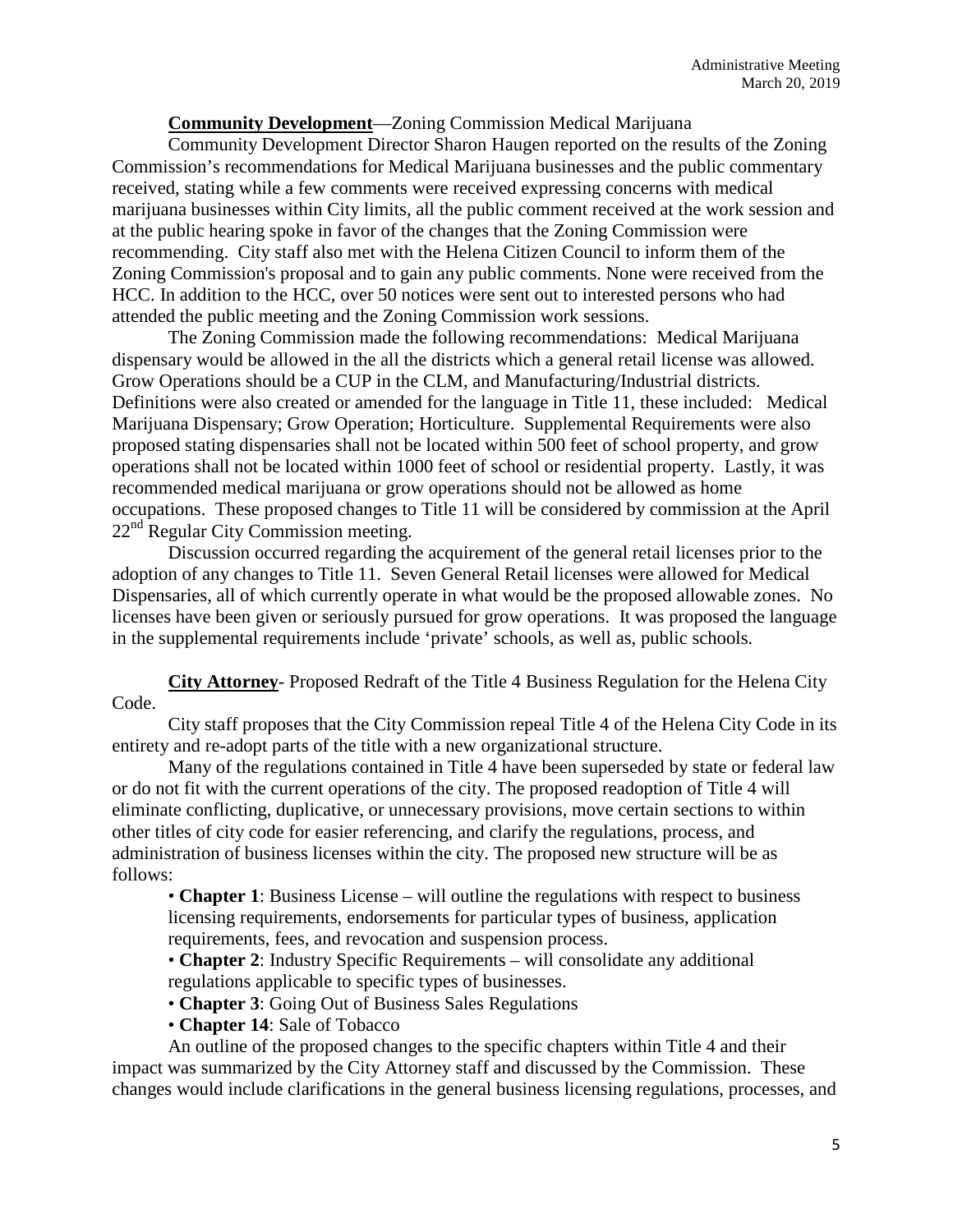**Community Development**—Zoning Commission Medical Marijuana

Community Development Director Sharon Haugen reported on the results of the Zoning Commission's recommendations for Medical Marijuana businesses and the public commentary received, stating while a few comments were received expressing concerns with medical marijuana businesses within City limits, all the public comment received at the work session and at the public hearing spoke in favor of the changes that the Zoning Commission were recommending. City staff also met with the Helena Citizen Council to inform them of the Zoning Commission's proposal and to gain any public comments. None were received from the HCC. In addition to the HCC, over 50 notices were sent out to interested persons who had attended the public meeting and the Zoning Commission work sessions.

The Zoning Commission made the following recommendations: Medical Marijuana dispensary would be allowed in the all the districts which a general retail license was allowed. Grow Operations should be a CUP in the CLM, and Manufacturing/Industrial districts. Definitions were also created or amended for the language in Title 11, these included: Medical Marijuana Dispensary; Grow Operation; Horticulture. Supplemental Requirements were also proposed stating dispensaries shall not be located within 500 feet of school property, and grow operations shall not be located within 1000 feet of school or residential property. Lastly, it was recommended medical marijuana or grow operations should not be allowed as home occupations. These proposed changes to Title 11 will be considered by commission at the April 22nd Regular City Commission meeting.

Discussion occurred regarding the acquirement of the general retail licenses prior to the adoption of any changes to Title 11. Seven General Retail licenses were allowed for Medical Dispensaries, all of which currently operate in what would be the proposed allowable zones. No licenses have been given or seriously pursued for grow operations. It was proposed the language in the supplemental requirements include 'private' schools, as well as, public schools.

**City Attorney**- Proposed Redraft of the Title 4 Business Regulation for the Helena City Code.

City staff proposes that the City Commission repeal Title 4 of the Helena City Code in its entirety and re-adopt parts of the title with a new organizational structure.

Many of the regulations contained in Title 4 have been superseded by state or federal law or do not fit with the current operations of the city. The proposed readoption of Title 4 will eliminate conflicting, duplicative, or unnecessary provisions, move certain sections to within other titles of city code for easier referencing, and clarify the regulations, process, and administration of business licenses within the city. The proposed new structure will be as follows:

- **Chapter 1**: Business License – will outline the regulations with respect to business licensing requirements, endorsements for particular types of business, application requirements, fees, and revocation and suspension process.
- **Chapter 2**: Industry Specific Requirements – will consolidate any additional regulations applicable to specific types of businesses.
- **Chapter 3**: Going Out of Business Sales Regulations
- **Chapter 14**: Sale of Tobacco

An outline of the proposed changes to the specific chapters within Title 4 and their impact was summarized by the City Attorney staff and discussed by the Commission. These changes would include clarifications in the general business licensing regulations, processes, and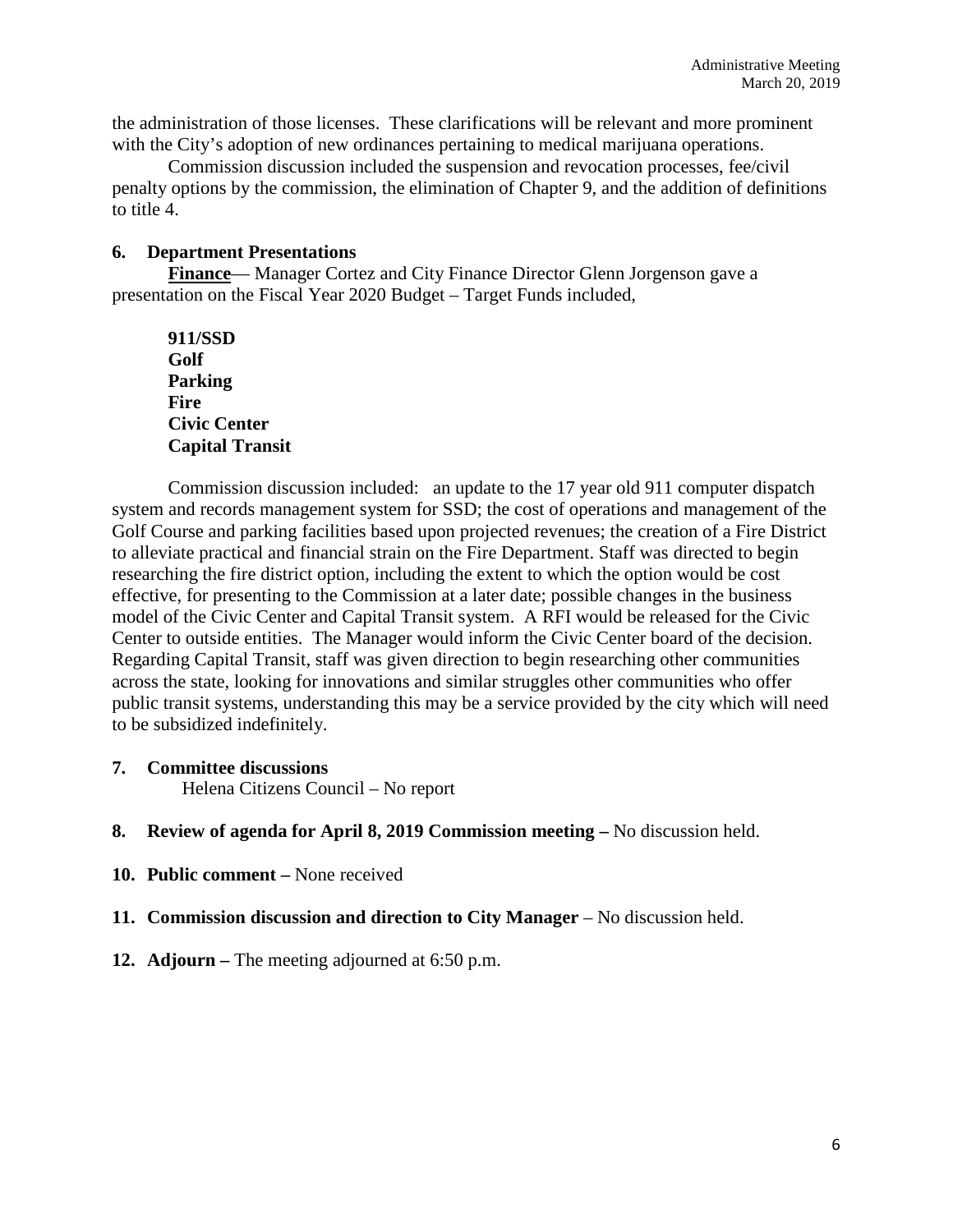the administration of those licenses. These clarifications will be relevant and more prominent with the City's adoption of new ordinances pertaining to medical marijuana operations.

Commission discussion included the suspension and revocation processes, fee/civil penalty options by the commission, the elimination of Chapter 9, and the addition of definitions to title 4.

**6. Department Presentations**

**Finance**— Manager Cortez and City Finance Director Glenn Jorgenson gave a presentation on the Fiscal Year 2020 Budget – Target Funds included,

**911/SSD**
**Golf**
**Parking**
**Fire**
**Civic Center**
**Capital Transit**

Commission discussion included: an update to the 17 year old 911 computer dispatch system and records management system for SSD; the cost of operations and management of the Golf Course and parking facilities based upon projected revenues; the creation of a Fire District to alleviate practical and financial strain on the Fire Department. Staff was directed to begin researching the fire district option, including the extent to which the option would be cost effective, for presenting to the Commission at a later date; possible changes in the business model of the Civic Center and Capital Transit system. A RFI would be released for the Civic Center to outside entities. The Manager would inform the Civic Center board of the decision. Regarding Capital Transit, staff was given direction to begin researching other communities across the state, looking for innovations and similar struggles other communities who offer public transit systems, understanding this may be a service provided by the city which will need to be subsidized indefinitely.

**7. Committee discussions**

Helena Citizens Council – No report

**8. Review of agenda for April 8, 2019 Commission meeting –** No discussion held.

**10. Public comment –** None received

**11. Commission discussion and direction to City Manager** – No discussion held.

**12. Adjourn –** The meeting adjourned at 6:50 p.m.